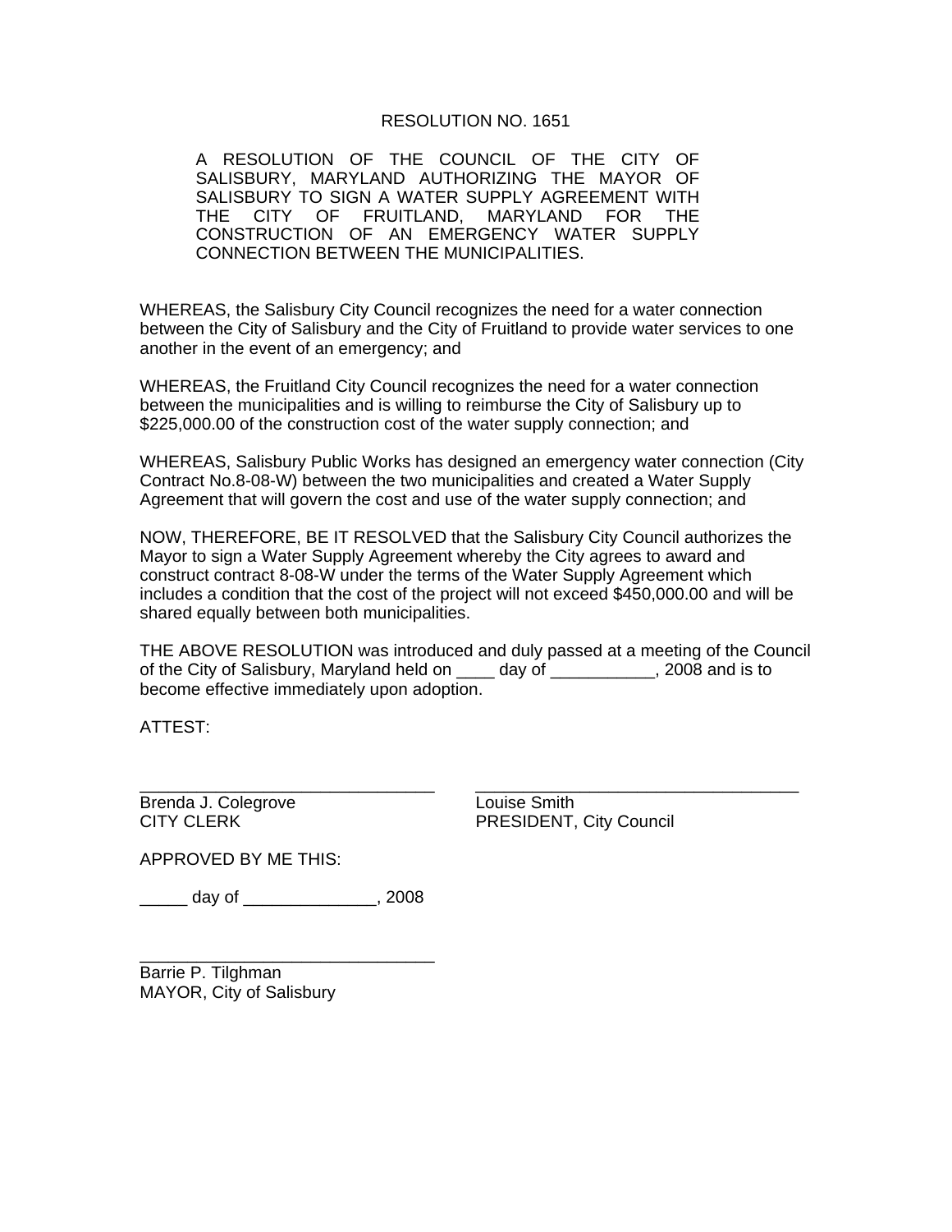RESOLUTION NO. 1651

A RESOLUTION OF THE COUNCIL OF THE CITY OF SALISBURY, MARYLAND AUTHORIZING THE MAYOR OF SALISBURY TO SIGN A WATER SUPPLY AGREEMENT WITH THE CITY OF FRUITLAND, MARYLAND FOR THE CONSTRUCTION OF AN EMERGENCY WATER SUPPLY CONNECTION BETWEEN THE MUNICIPALITIES.

WHEREAS, the Salisbury City Council recognizes the need for a water connection between the City of Salisbury and the City of Fruitland to provide water services to one another in the event of an emergency; and

WHEREAS, the Fruitland City Council recognizes the need for a water connection between the municipalities and is willing to reimburse the City of Salisbury up to $225,000.00 of the construction cost of the water supply connection; and

WHEREAS, Salisbury Public Works has designed an emergency water connection (City Contract No.8-08-W) between the two municipalities and created a Water Supply Agreement that will govern the cost and use of the water supply connection; and

NOW, THEREFORE, BE IT RESOLVED that the Salisbury City Council authorizes the Mayor to sign a Water Supply Agreement whereby the City agrees to award and construct contract 8-08-W under the terms of the Water Supply Agreement which includes a condition that the cost of the project will not exceed $450,000.00 and will be shared equally between both municipalities.

THE ABOVE RESOLUTION was introduced and duly passed at a meeting of the Council of the City of Salisbury, Maryland held on ____ day of ___________, 2008 and is to become effective immediately upon adoption.

ATTEST:

________________________________
Brenda J. Colegrove
CITY CLERK

________________________________
Louise Smith
PRESIDENT, City Council

APPROVED BY ME THIS:

_____ day of ______________, 2008

________________________________
Barrie P. Tilghman
MAYOR, City of Salisbury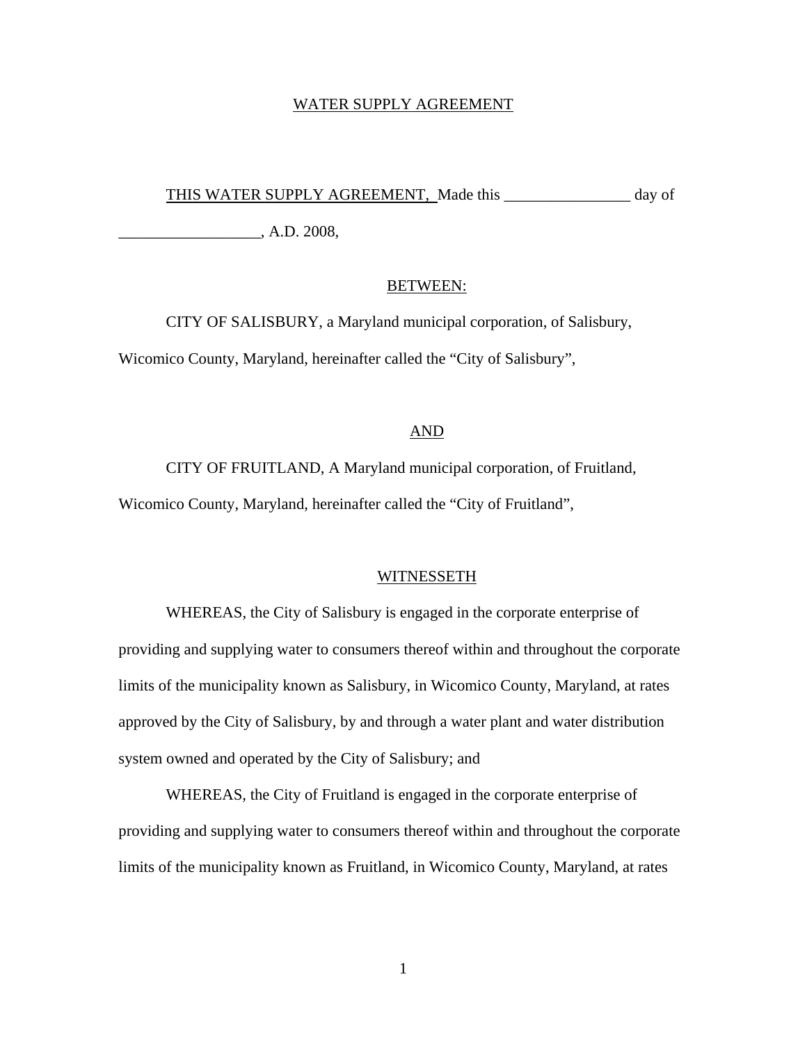WATER SUPPLY AGREEMENT

THIS WATER SUPPLY AGREEMENT, Made this ________________ day of __________________, A.D. 2008,

BETWEEN:

CITY OF SALISBURY, a Maryland municipal corporation, of Salisbury, Wicomico County, Maryland, hereinafter called the "City of Salisbury",

AND

CITY OF FRUITLAND, A Maryland municipal corporation, of Fruitland, Wicomico County, Maryland, hereinafter called the "City of Fruitland",

WITNESSETH

WHEREAS, the City of Salisbury is engaged in the corporate enterprise of providing and supplying water to consumers thereof within and throughout the corporate limits of the municipality known as Salisbury, in Wicomico County, Maryland, at rates approved by the City of Salisbury, by and through a water plant and water distribution system owned and operated by the City of Salisbury; and

WHEREAS, the City of Fruitland is engaged in the corporate enterprise of providing and supplying water to consumers thereof within and throughout the corporate limits of the municipality known as Fruitland, in Wicomico County, Maryland, at rates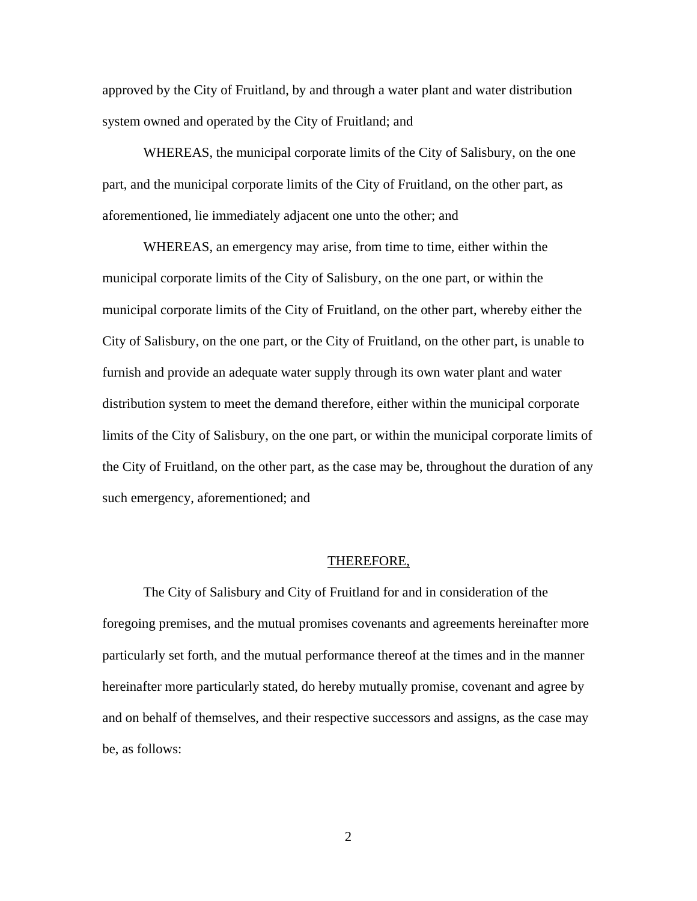approved by the City of Fruitland, by and through a water plant and water distribution system owned and operated by the City of Fruitland; and

WHEREAS, the municipal corporate limits of the City of Salisbury, on the one part, and the municipal corporate limits of the City of Fruitland, on the other part, as aforementioned, lie immediately adjacent one unto the other; and

WHEREAS, an emergency may arise, from time to time, either within the municipal corporate limits of the City of Salisbury, on the one part, or within the municipal corporate limits of the City of Fruitland, on the other part, whereby either the City of Salisbury, on the one part, or the City of Fruitland, on the other part, is unable to furnish and provide an adequate water supply through its own water plant and water distribution system to meet the demand therefore, either within the municipal corporate limits of the City of Salisbury, on the one part, or within the municipal corporate limits of the City of Fruitland, on the other part, as the case may be, throughout the duration of any such emergency, aforementioned; and

<u>THEREFORE,</u>

The City of Salisbury and City of Fruitland for and in consideration of the foregoing premises, and the mutual promises covenants and agreements hereinafter more particularly set forth, and the mutual performance thereof at the times and in the manner hereinafter more particularly stated, do hereby mutually promise, covenant and agree by and on behalf of themselves, and their respective successors and assigns, as the case may be, as follows: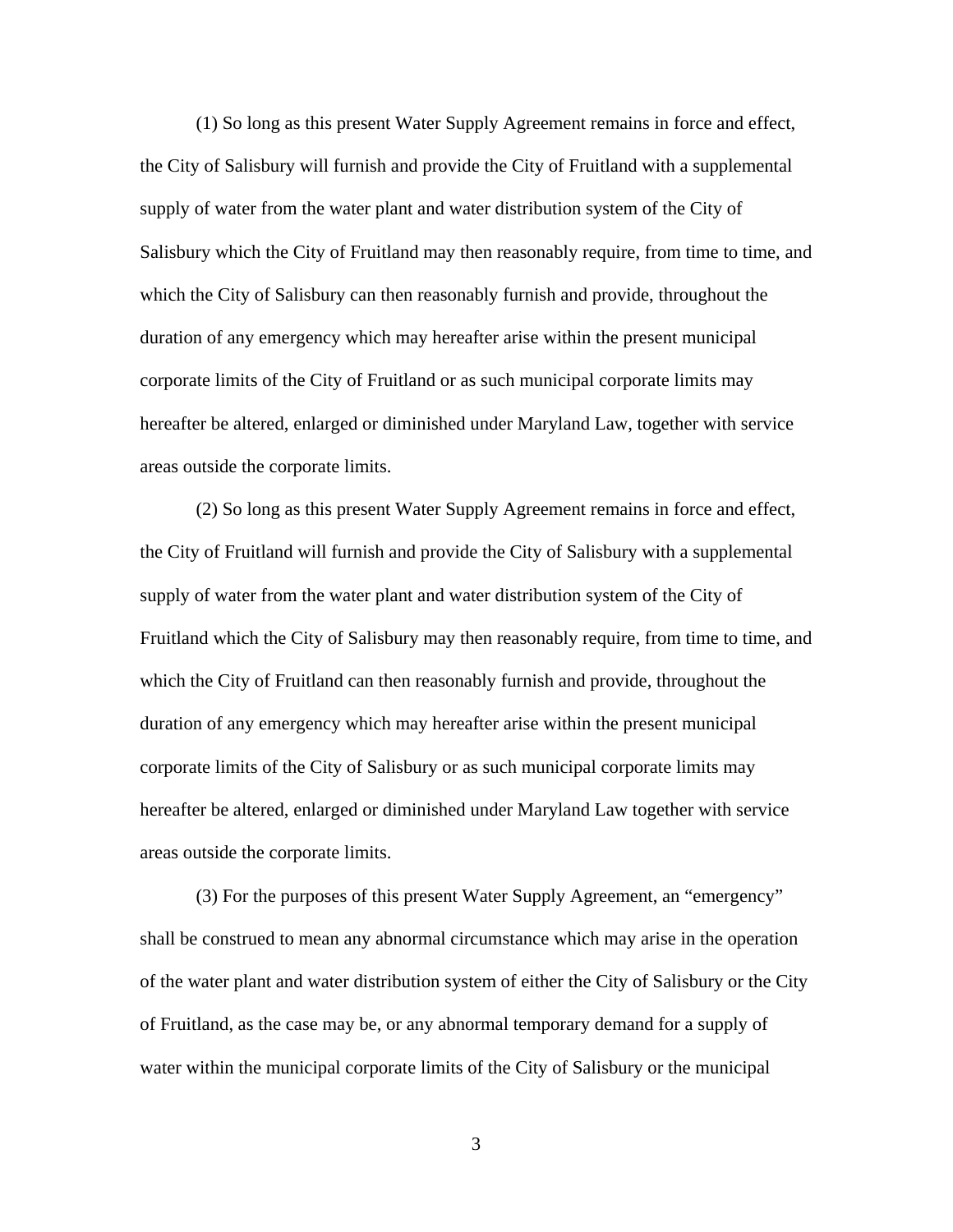(1) So long as this present Water Supply Agreement remains in force and effect, the City of Salisbury will furnish and provide the City of Fruitland with a supplemental supply of water from the water plant and water distribution system of the City of Salisbury which the City of Fruitland may then reasonably require, from time to time, and which the City of Salisbury can then reasonably furnish and provide, throughout the duration of any emergency which may hereafter arise within the present municipal corporate limits of the City of Fruitland or as such municipal corporate limits may hereafter be altered, enlarged or diminished under Maryland Law, together with service areas outside the corporate limits.

(2) So long as this present Water Supply Agreement remains in force and effect, the City of Fruitland will furnish and provide the City of Salisbury with a supplemental supply of water from the water plant and water distribution system of the City of Fruitland which the City of Salisbury may then reasonably require, from time to time, and which the City of Fruitland can then reasonably furnish and provide, throughout the duration of any emergency which may hereafter arise within the present municipal corporate limits of the City of Salisbury or as such municipal corporate limits may hereafter be altered, enlarged or diminished under Maryland Law together with service areas outside the corporate limits.

(3) For the purposes of this present Water Supply Agreement, an "emergency" shall be construed to mean any abnormal circumstance which may arise in the operation of the water plant and water distribution system of either the City of Salisbury or the City of Fruitland, as the case may be, or any abnormal temporary demand for a supply of water within the municipal corporate limits of the City of Salisbury or the municipal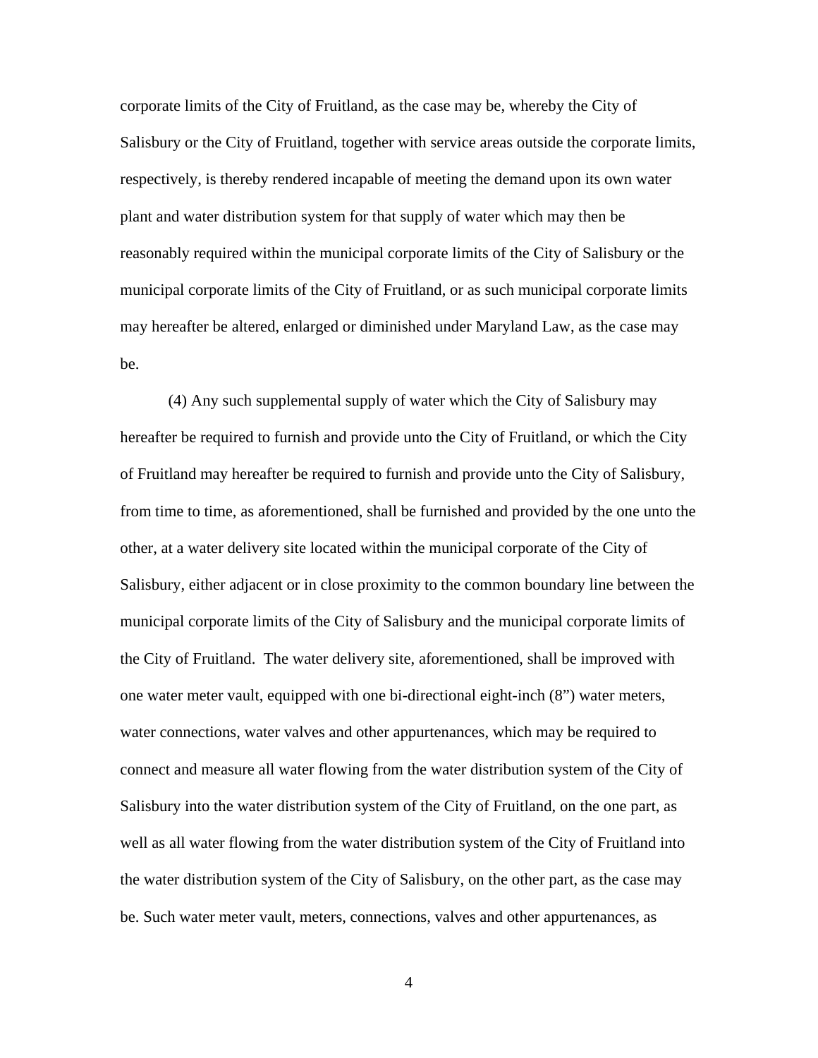corporate limits of the City of Fruitland, as the case may be, whereby the City of Salisbury or the City of Fruitland, together with service areas outside the corporate limits, respectively, is thereby rendered incapable of meeting the demand upon its own water plant and water distribution system for that supply of water which may then be reasonably required within the municipal corporate limits of the City of Salisbury or the municipal corporate limits of the City of Fruitland, or as such municipal corporate limits may hereafter be altered, enlarged or diminished under Maryland Law, as the case may be.

(4) Any such supplemental supply of water which the City of Salisbury may hereafter be required to furnish and provide unto the City of Fruitland, or which the City of Fruitland may hereafter be required to furnish and provide unto the City of Salisbury, from time to time, as aforementioned, shall be furnished and provided by the one unto the other, at a water delivery site located within the municipal corporate of the City of Salisbury, either adjacent or in close proximity to the common boundary line between the municipal corporate limits of the City of Salisbury and the municipal corporate limits of the City of Fruitland. The water delivery site, aforementioned, shall be improved with one water meter vault, equipped with one bi-directional eight-inch (8") water meters, water connections, water valves and other appurtenances, which may be required to connect and measure all water flowing from the water distribution system of the City of Salisbury into the water distribution system of the City of Fruitland, on the one part, as well as all water flowing from the water distribution system of the City of Fruitland into the water distribution system of the City of Salisbury, on the other part, as the case may be. Such water meter vault, meters, connections, valves and other appurtenances, as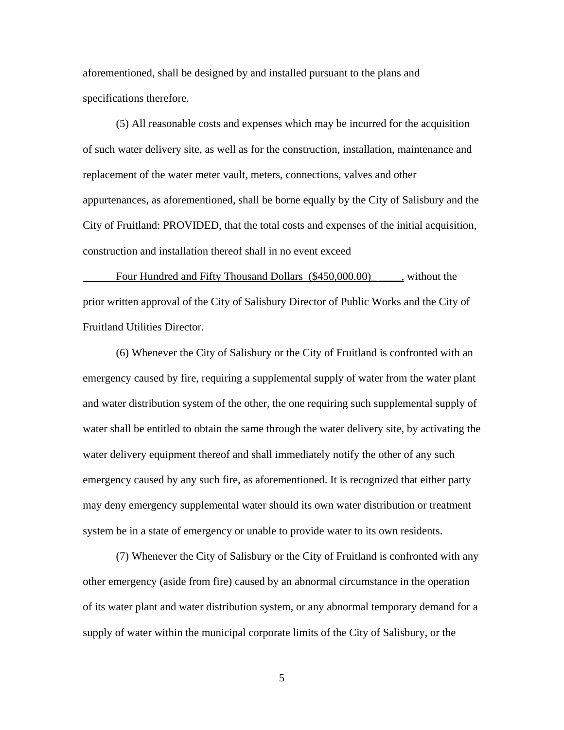aforementioned, shall be designed by and installed pursuant to the plans and specifications therefore.

(5) All reasonable costs and expenses which may be incurred for the acquisition of such water delivery site, as well as for the construction, installation, maintenance and replacement of the water meter vault, meters, connections, valves and other appurtenances, as aforementioned, shall be borne equally by the City of Salisbury and the City of Fruitland: PROVIDED, that the total costs and expenses of the initial acquisition, construction and installation thereof shall in no event exceed

Four Hundred and Fifty Thousand Dollars (\$450,000.00)_ ____, without the prior written approval of the City of Salisbury Director of Public Works and the City of Fruitland Utilities Director.

(6) Whenever the City of Salisbury or the City of Fruitland is confronted with an emergency caused by fire, requiring a supplemental supply of water from the water plant and water distribution system of the other, the one requiring such supplemental supply of water shall be entitled to obtain the same through the water delivery site, by activating the water delivery equipment thereof and shall immediately notify the other of any such emergency caused by any such fire, as aforementioned. It is recognized that either party may deny emergency supplemental water should its own water distribution or treatment system be in a state of emergency or unable to provide water to its own residents.

(7) Whenever the City of Salisbury or the City of Fruitland is confronted with any other emergency (aside from fire) caused by an abnormal circumstance in the operation of its water plant and water distribution system, or any abnormal temporary demand for a supply of water within the municipal corporate limits of the City of Salisbury, or the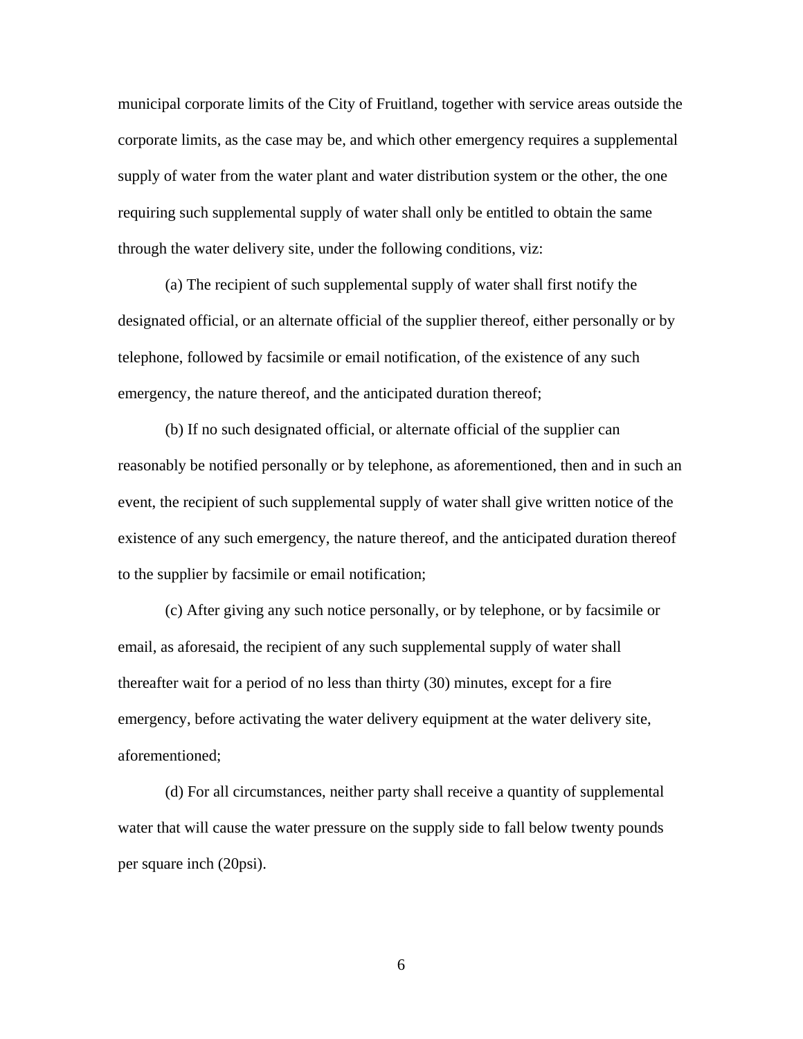municipal corporate limits of the City of Fruitland, together with service areas outside the corporate limits, as the case may be, and which other emergency requires a supplemental supply of water from the water plant and water distribution system or the other, the one requiring such supplemental supply of water shall only be entitled to obtain the same through the water delivery site, under the following conditions, viz:

(a) The recipient of such supplemental supply of water shall first notify the designated official, or an alternate official of the supplier thereof, either personally or by telephone, followed by facsimile or email notification, of the existence of any such emergency, the nature thereof, and the anticipated duration thereof;

(b) If no such designated official, or alternate official of the supplier can reasonably be notified personally or by telephone, as aforementioned, then and in such an event, the recipient of such supplemental supply of water shall give written notice of the existence of any such emergency, the nature thereof, and the anticipated duration thereof to the supplier by facsimile or email notification;

(c) After giving any such notice personally, or by telephone, or by facsimile or email, as aforesaid, the recipient of any such supplemental supply of water shall thereafter wait for a period of no less than thirty (30) minutes, except for a fire emergency, before activating the water delivery equipment at the water delivery site, aforementioned;

(d) For all circumstances, neither party shall receive a quantity of supplemental water that will cause the water pressure on the supply side to fall below twenty pounds per square inch (20psi).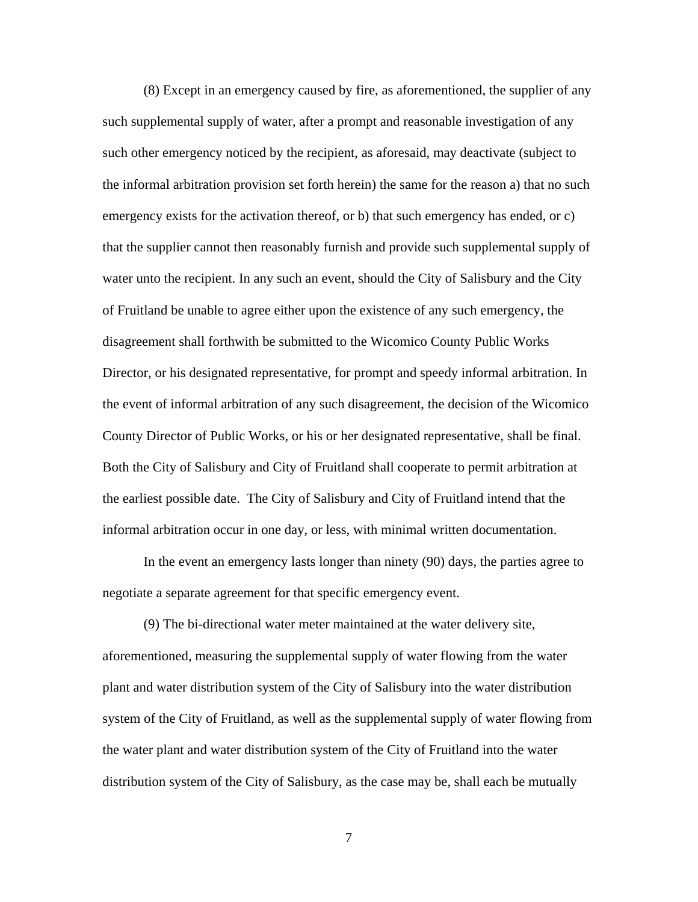(8) Except in an emergency caused by fire, as aforementioned, the supplier of any such supplemental supply of water, after a prompt and reasonable investigation of any such other emergency noticed by the recipient, as aforesaid, may deactivate (subject to the informal arbitration provision set forth herein) the same for the reason a) that no such emergency exists for the activation thereof, or b) that such emergency has ended, or c) that the supplier cannot then reasonably furnish and provide such supplemental supply of water unto the recipient. In any such an event, should the City of Salisbury and the City of Fruitland be unable to agree either upon the existence of any such emergency, the disagreement shall forthwith be submitted to the Wicomico County Public Works Director, or his designated representative, for prompt and speedy informal arbitration. In the event of informal arbitration of any such disagreement, the decision of the Wicomico County Director of Public Works, or his or her designated representative, shall be final. Both the City of Salisbury and City of Fruitland shall cooperate to permit arbitration at the earliest possible date. The City of Salisbury and City of Fruitland intend that the informal arbitration occur in one day, or less, with minimal written documentation.

In the event an emergency lasts longer than ninety (90) days, the parties agree to negotiate a separate agreement for that specific emergency event.

(9) The bi-directional water meter maintained at the water delivery site, aforementioned, measuring the supplemental supply of water flowing from the water plant and water distribution system of the City of Salisbury into the water distribution system of the City of Fruitland, as well as the supplemental supply of water flowing from the water plant and water distribution system of the City of Fruitland into the water distribution system of the City of Salisbury, as the case may be, shall each be mutually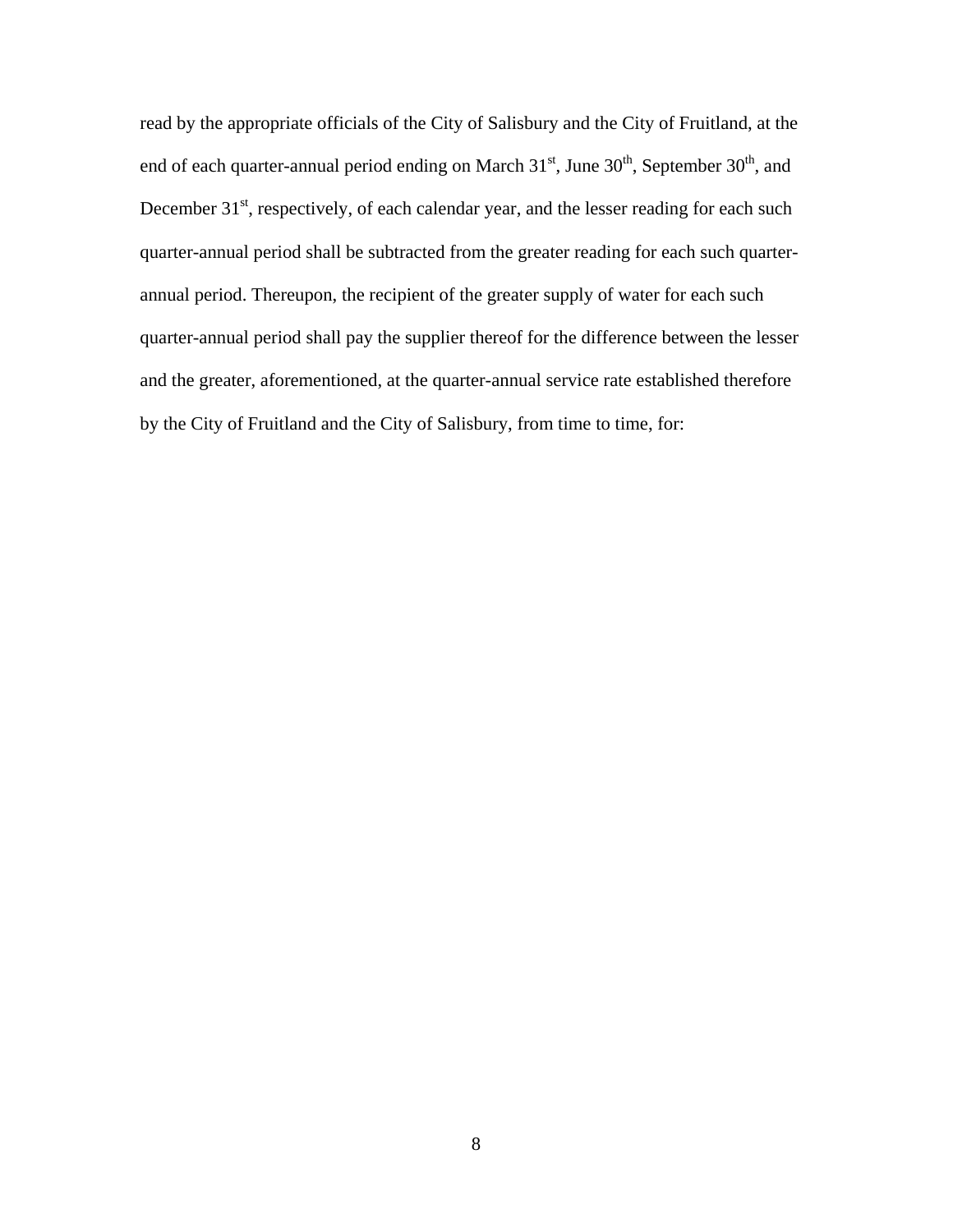read by the appropriate officials of the City of Salisbury and the City of Fruitland, at the end of each quarter-annual period ending on March 31st, June 30th, September 30th, and December 31st, respectively, of each calendar year, and the lesser reading for each such quarter-annual period shall be subtracted from the greater reading for each such quarter-annual period. Thereupon, the recipient of the greater supply of water for each such quarter-annual period shall pay the supplier thereof for the difference between the lesser and the greater, aforementioned, at the quarter-annual service rate established therefore by the City of Fruitland and the City of Salisbury, from time to time, for: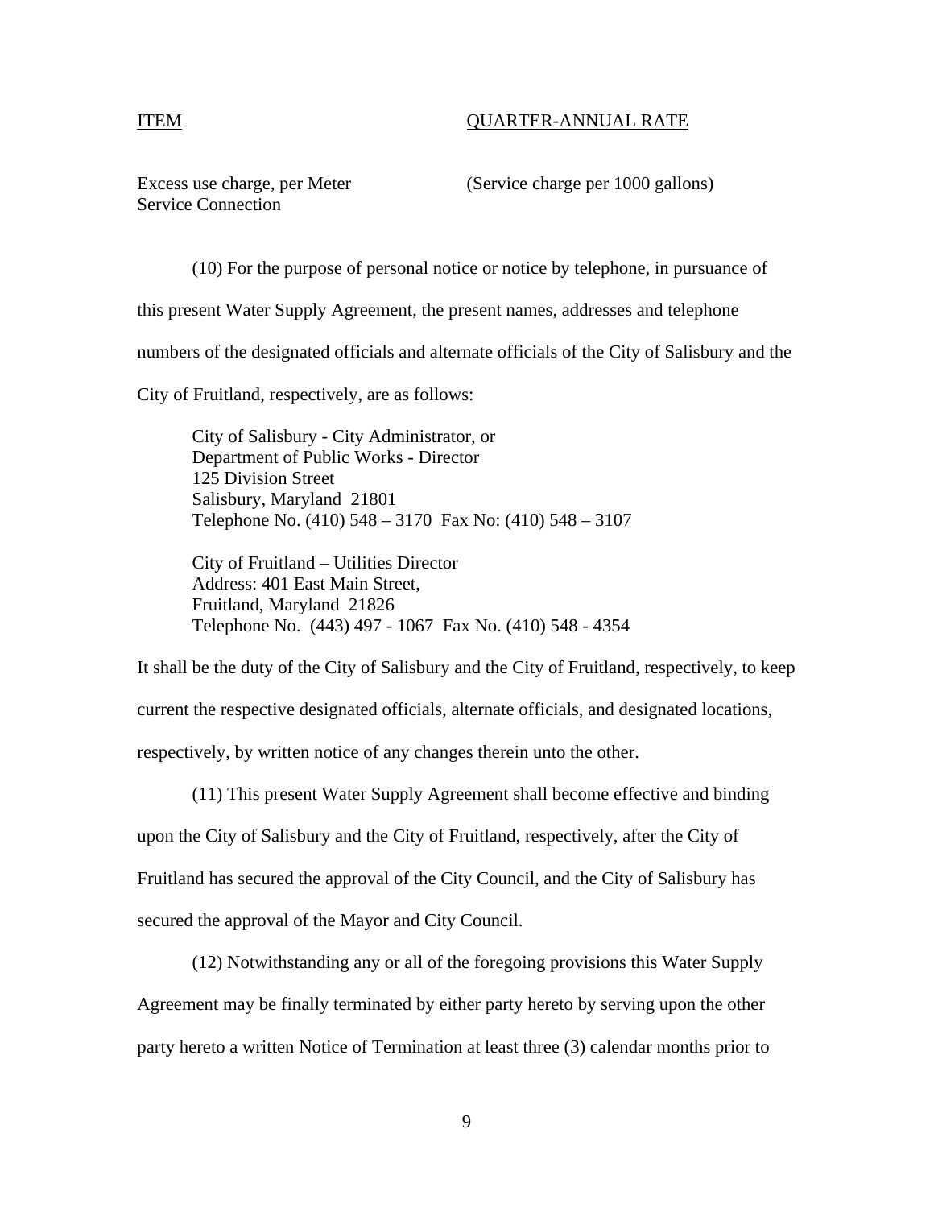| ITEM | QUARTER-ANNUAL RATE |
| --- | --- |
| Excess use charge, per Meter Service Connection | (Service charge per 1000 gallons) |

(10) For the purpose of personal notice or notice by telephone, in pursuance of this present Water Supply Agreement, the present names, addresses and telephone numbers of the designated officials and alternate officials of the City of Salisbury and the City of Fruitland, respectively, are as follows:

City of Salisbury - City Administrator, or
Department of Public Works - Director
125 Division Street
Salisbury, Maryland 21801
Telephone No. (410) 548 – 3170 Fax No: (410) 548 – 3107

City of Fruitland – Utilities Director
Address: 401 East Main Street,
Fruitland, Maryland 21826
Telephone No. (443) 497 - 1067 Fax No. (410) 548 - 4354

It shall be the duty of the City of Salisbury and the City of Fruitland, respectively, to keep current the respective designated officials, alternate officials, and designated locations, respectively, by written notice of any changes therein unto the other.

(11) This present Water Supply Agreement shall become effective and binding upon the City of Salisbury and the City of Fruitland, respectively, after the City of Fruitland has secured the approval of the City Council, and the City of Salisbury has secured the approval of the Mayor and City Council.

(12) Notwithstanding any or all of the foregoing provisions this Water Supply Agreement may be finally terminated by either party hereto by serving upon the other party hereto a written Notice of Termination at least three (3) calendar months prior to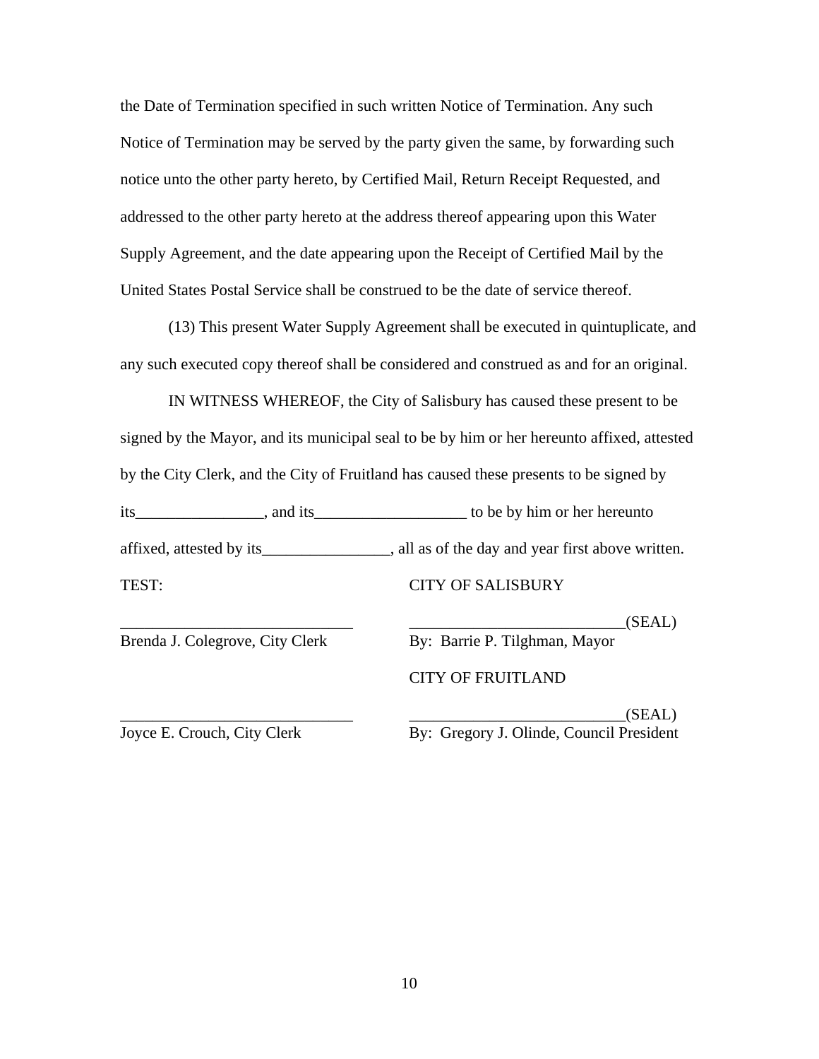the Date of Termination specified in such written Notice of Termination. Any such Notice of Termination may be served by the party given the same, by forwarding such notice unto the other party hereto, by Certified Mail, Return Receipt Requested, and addressed to the other party hereto at the address thereof appearing upon this Water Supply Agreement, and the date appearing upon the Receipt of Certified Mail by the United States Postal Service shall be construed to be the date of service thereof.

(13) This present Water Supply Agreement shall be executed in quintuplicate, and any such executed copy thereof shall be considered and construed as and for an original.

IN WITNESS WHEREOF, the City of Salisbury has caused these present to be signed by the Mayor, and its municipal seal to be by him or her hereunto affixed, attested by the City Clerk, and the City of Fruitland has caused these presents to be signed by its________________, and its___________________ to be by him or her hereunto affixed, attested by its________________, all as of the day and year first above written.

| | |
|---|---|
| TEST: | CITY OF SALISBURY |
| _____________________________ | __________________________(SEAL) |
| Brenda J. Colegrove, City Clerk | By: Barrie P. Tilghman, Mayor |
| | CITY OF FRUITLAND |
| _____________________________ | __________________________(SEAL) |
| Joyce E. Crouch, City Clerk | By: Gregory J. Olinde, Council President |